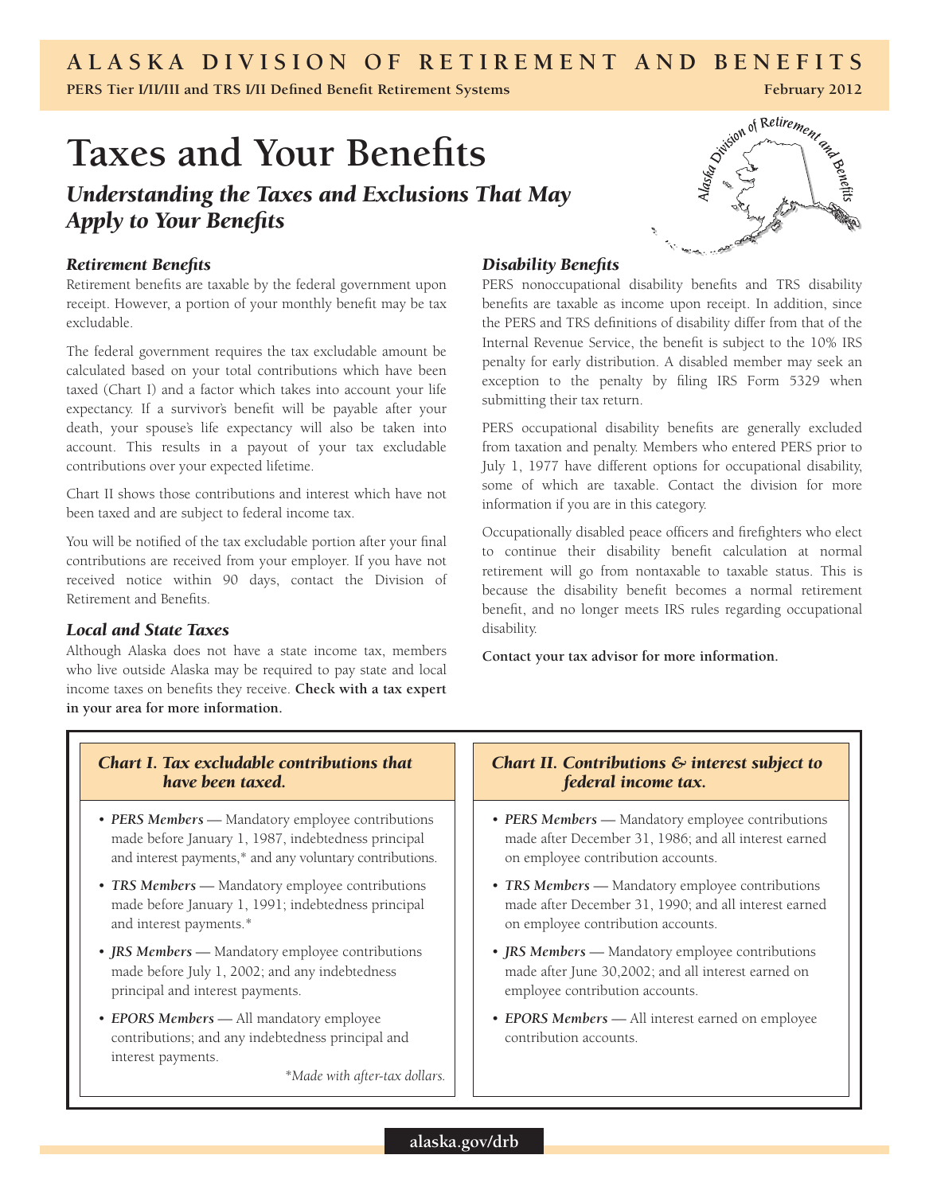**ALASKA DIVISION OF RETIREMENT AND BENEFITS**

**PERS Tier I/II/III and TRS I/II Defined Benefit Retirement Systems** — **February 2012**

# Taxes and Your Benefits

## *Understanding the Taxes and Exclusions That May Apply to Your Benefits*

### *Retirement Benefits*

Retirement benefits are taxable by the federal government upon receipt. However, a portion of your monthly benefit may be tax excludable.

The federal government requires the tax excludable amount be calculated based on your total contributions which have been taxed (Chart I) and a factor which takes into account your life expectancy. If a survivor's benefit will be payable after your death, your spouse's life expectancy will also be taken into account. This results in a payout of your tax excludable contributions over your expected lifetime.

Chart II shows those contributions and interest which have not been taxed and are subject to federal income tax.

You will be notified of the tax excludable portion after your final contributions are received from your employer. If you have not received notice within 90 days, contact the Division of Retirement and Benefits.

### *Local and State Taxes*

Although Alaska does not have a state income tax, members who live outside Alaska may be required to pay state and local income taxes on benefits they receive. **Check with a tax expert in your area for more information.**

### *Disability Benefits*

PERS nonoccupational disability benefits and TRS disability benefits are taxable as income upon receipt. In addition, since the PERS and TRS definitions of disability differ from that of the Internal Revenue Service, the benefit is subject to the 10% IRS penalty for early distribution. A disabled member may seek an exception to the penalty by filing IRS Form 5329 when submitting their tax return.

PERS occupational disability benefits are generally excluded from taxation and penalty. Members who entered PERS prior to July 1, 1977 have different options for occupational disability, some of which are taxable. Contact the division for more information if you are in this category.

Occupationally disabled peace officers and firefighters who elect to continue their disability benefit calculation at normal retirement will go from nontaxable to taxable status. This is because the disability benefit becomes a normal retirement benefit, and no longer meets IRS rules regarding occupational disability.

**Contact your tax advisor for more information.**

### *Chart I. Tax excludable contributions that have been taxed.*

- ***PERS Members*** — Mandatory employee contributions made before January 1, 1987, indebtedness principal and interest payments,* and any voluntary contributions.
- ***TRS Members*** — Mandatory employee contributions made before January 1, 1991; indebtedness principal and interest payments.*
- ***JRS Members*** — Mandatory employee contributions made before July 1, 2002; and any indebtedness principal and interest payments.
- ***EPORS Members*** — All mandatory employee contributions; and any indebtedness principal and interest payments.

*\*Made with after-tax dollars.*

### *Chart II. Contributions & interest subject to federal income tax.*

- ***PERS Members*** — Mandatory employee contributions made after December 31, 1986; and all interest earned on employee contribution accounts.
- ***TRS Members*** — Mandatory employee contributions made after December 31, 1990; and all interest earned on employee contribution accounts.
- ***JRS Members*** — Mandatory employee contributions made after June 30,2002; and all interest earned on employee contribution accounts.
- ***EPORS Members*** — All interest earned on employee contribution accounts.

**alaska.gov/drb**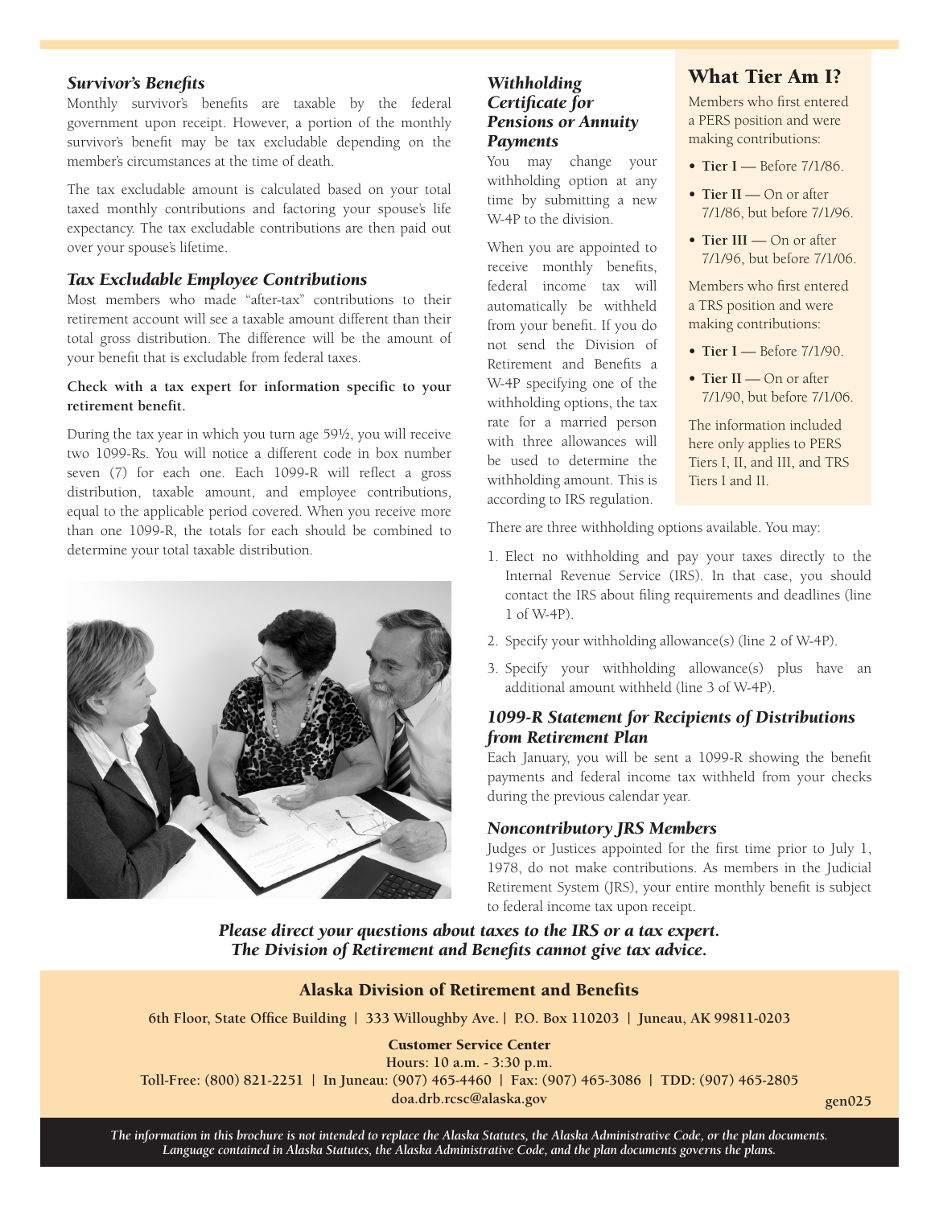### *Survivor's Benefits*

Monthly survivor's benefits are taxable by the federal government upon receipt. However, a portion of the monthly survivor's benefit may be tax excludable depending on the member's circumstances at the time of death.

The tax excludable amount is calculated based on your total taxed monthly contributions and factoring your spouse's life expectancy. The tax excludable contributions are then paid out over your spouse's lifetime.

### *Tax Excludable Employee Contributions*

Most members who made "after-tax" contributions to their retirement account will see a taxable amount different than their total gross distribution. The difference will be the amount of your benefit that is excludable from federal taxes.

**Check with a tax expert for information specific to your retirement benefit.**

During the tax year in which you turn age 59½, you will receive two 1099-Rs. You will notice a different code in box number seven (7) for each one. Each 1099-R will reflect a gross distribution, taxable amount, and employee contributions, equal to the applicable period covered. When you receive more than one 1099-R, the totals for each should be combined to determine your total taxable distribution.

### *Withholding Certificate for Pensions or Annuity Payments*

You may change your withholding option at any time by submitting a new W-4P to the division.

When you are appointed to receive monthly benefits, federal income tax will automatically be withheld from your benefit. If you do not send the Division of Retirement and Benefits a W-4P specifying one of the withholding options, the tax rate for a married person with three allowances will be used to determine the withholding amount. This is according to IRS regulation.

There are three withholding options available. You may:

1. Elect no withholding and pay your taxes directly to the Internal Revenue Service (IRS). In that case, you should contact the IRS about filing requirements and deadlines (line 1 of W-4P).
2. Specify your withholding allowance(s) (line 2 of W-4P).
3. Specify your withholding allowance(s) plus have an additional amount withheld (line 3 of W-4P).

## What Tier Am I?

Members who first entered a PERS position and were making contributions:

- **Tier I —** Before 7/1/86.
- **Tier II —** On or after 7/1/86, but before 7/1/96.
- **Tier III —** On or after 7/1/96, but before 7/1/06.

Members who first entered a TRS position and were making contributions:

- **Tier I —** Before 7/1/90.
- **Tier II —** On or after 7/1/90, but before 7/1/06.

The information included here only applies to PERS Tiers I, II, and III, and TRS Tiers I and II.

### *1099-R Statement for Recipients of Distributions from Retirement Plan*

Each January, you will be sent a 1099-R showing the benefit payments and federal income tax withheld from your checks during the previous calendar year.

### *Noncontributory JRS Members*

Judges or Justices appointed for the first time prior to July 1, 1978, do not make contributions. As members in the Judicial Retirement System (JRS), your entire monthly benefit is subject to federal income tax upon receipt.

***Please direct your questions about taxes to the IRS or a tax expert. The Division of Retirement and Benefits cannot give tax advice.***

**Alaska Division of Retirement and Benefits**

**6th Floor, State Office Building | 333 Willoughby Ave. | P.O. Box 110203 | Juneau, AK 99811-0203**

**Customer Service Center**
**Hours: 10 a.m. - 3:30 p.m.**
**Toll-Free: (800) 821-2251 | In Juneau: (907) 465-4460 | Fax: (907) 465-3086 | TDD: (907) 465-2805**
**doa.drb.rcsc@alaska.gov**

**gen025**

*The information in this brochure is not intended to replace the Alaska Statutes, the Alaska Administrative Code, or the plan documents. Language contained in Alaska Statutes, the Alaska Administrative Code, and the plan documents governs the plans.*